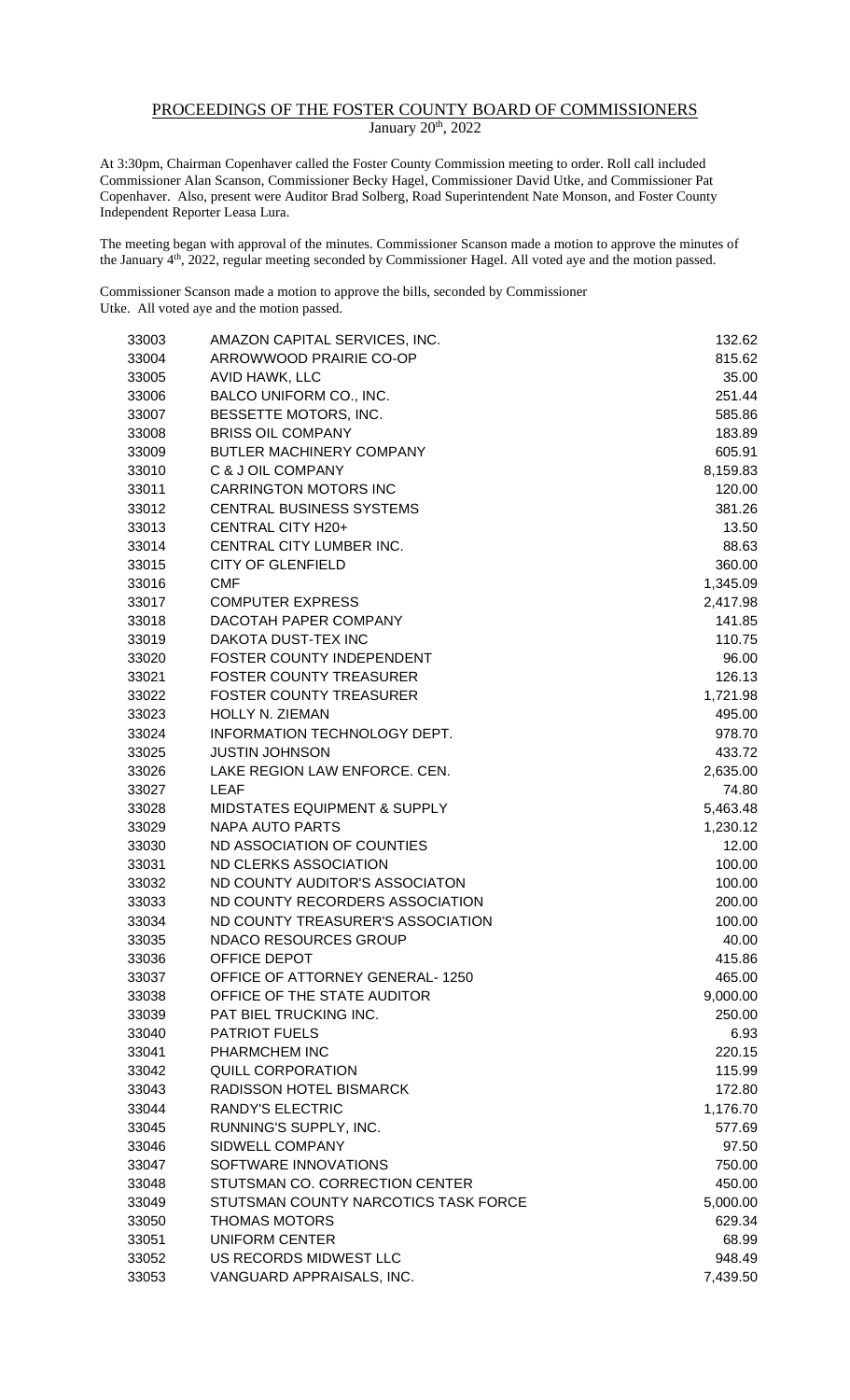# PROCEEDINGS OF THE FOSTER COUNTY BOARD OF COMMISSIONERS

January 20th, 2022

At 3:30pm, Chairman Copenhaver called the Foster County Commission meeting to order. Roll call included Commissioner Alan Scanson, Commissioner Becky Hagel, Commissioner David Utke, and Commissioner Pat Copenhaver. Also, present were Auditor Brad Solberg, Road Superintendent Nate Monson, and Foster County Independent Reporter Leasa Lura.

The meeting began with approval of the minutes. Commissioner Scanson made a motion to approve the minutes of the January 4th, 2022, regular meeting seconded by Commissioner Hagel. All voted aye and the motion passed.

Commissioner Scanson made a motion to approve the bills, seconded by Commissioner Utke. All voted aye and the motion passed.

| | | |
|---|---|---|
| 33003 | AMAZON CAPITAL SERVICES, INC. | 132.62 |
| 33004 | ARROWWOOD PRAIRIE CO-OP | 815.62 |
| 33005 | AVID HAWK, LLC | 35.00 |
| 33006 | BALCO UNIFORM CO., INC. | 251.44 |
| 33007 | BESSETTE MOTORS, INC. | 585.86 |
| 33008 | BRISS OIL COMPANY | 183.89 |
| 33009 | BUTLER MACHINERY COMPANY | 605.91 |
| 33010 | C & J OIL COMPANY | 8,159.83 |
| 33011 | CARRINGTON MOTORS INC | 120.00 |
| 33012 | CENTRAL BUSINESS SYSTEMS | 381.26 |
| 33013 | CENTRAL CITY H20+ | 13.50 |
| 33014 | CENTRAL CITY LUMBER INC. | 88.63 |
| 33015 | CITY OF GLENFIELD | 360.00 |
| 33016 | CMF | 1,345.09 |
| 33017 | COMPUTER EXPRESS | 2,417.98 |
| 33018 | DACOTAH PAPER COMPANY | 141.85 |
| 33019 | DAKOTA DUST-TEX INC | 110.75 |
| 33020 | FOSTER COUNTY INDEPENDENT | 96.00 |
| 33021 | FOSTER COUNTY TREASURER | 126.13 |
| 33022 | FOSTER COUNTY TREASURER | 1,721.98 |
| 33023 | HOLLY N. ZIEMAN | 495.00 |
| 33024 | INFORMATION TECHNOLOGY DEPT. | 978.70 |
| 33025 | JUSTIN JOHNSON | 433.72 |
| 33026 | LAKE REGION LAW ENFORCE. CEN. | 2,635.00 |
| 33027 | LEAF | 74.80 |
| 33028 | MIDSTATES EQUIPMENT & SUPPLY | 5,463.48 |
| 33029 | NAPA AUTO PARTS | 1,230.12 |
| 33030 | ND ASSOCIATION OF COUNTIES | 12.00 |
| 33031 | ND CLERKS ASSOCIATION | 100.00 |
| 33032 | ND COUNTY AUDITOR'S ASSOCIATON | 100.00 |
| 33033 | ND COUNTY RECORDERS ASSOCIATION | 200.00 |
| 33034 | ND COUNTY TREASURER'S ASSOCIATION | 100.00 |
| 33035 | NDACO RESOURCES GROUP | 40.00 |
| 33036 | OFFICE DEPOT | 415.86 |
| 33037 | OFFICE OF ATTORNEY GENERAL- 1250 | 465.00 |
| 33038 | OFFICE OF THE STATE AUDITOR | 9,000.00 |
| 33039 | PAT BIEL TRUCKING INC. | 250.00 |
| 33040 | PATRIOT FUELS | 6.93 |
| 33041 | PHARMCHEM INC | 220.15 |
| 33042 | QUILL CORPORATION | 115.99 |
| 33043 | RADISSON HOTEL BISMARCK | 172.80 |
| 33044 | RANDY'S ELECTRIC | 1,176.70 |
| 33045 | RUNNING'S SUPPLY, INC. | 577.69 |
| 33046 | SIDWELL COMPANY | 97.50 |
| 33047 | SOFTWARE INNOVATIONS | 750.00 |
| 33048 | STUTSMAN CO. CORRECTION CENTER | 450.00 |
| 33049 | STUTSMAN COUNTY NARCOTICS TASK FORCE | 5,000.00 |
| 33050 | THOMAS MOTORS | 629.34 |
| 33051 | UNIFORM CENTER | 68.99 |
| 33052 | US RECORDS MIDWEST LLC | 948.49 |
| 33053 | VANGUARD APPRAISALS, INC. | 7,439.50 |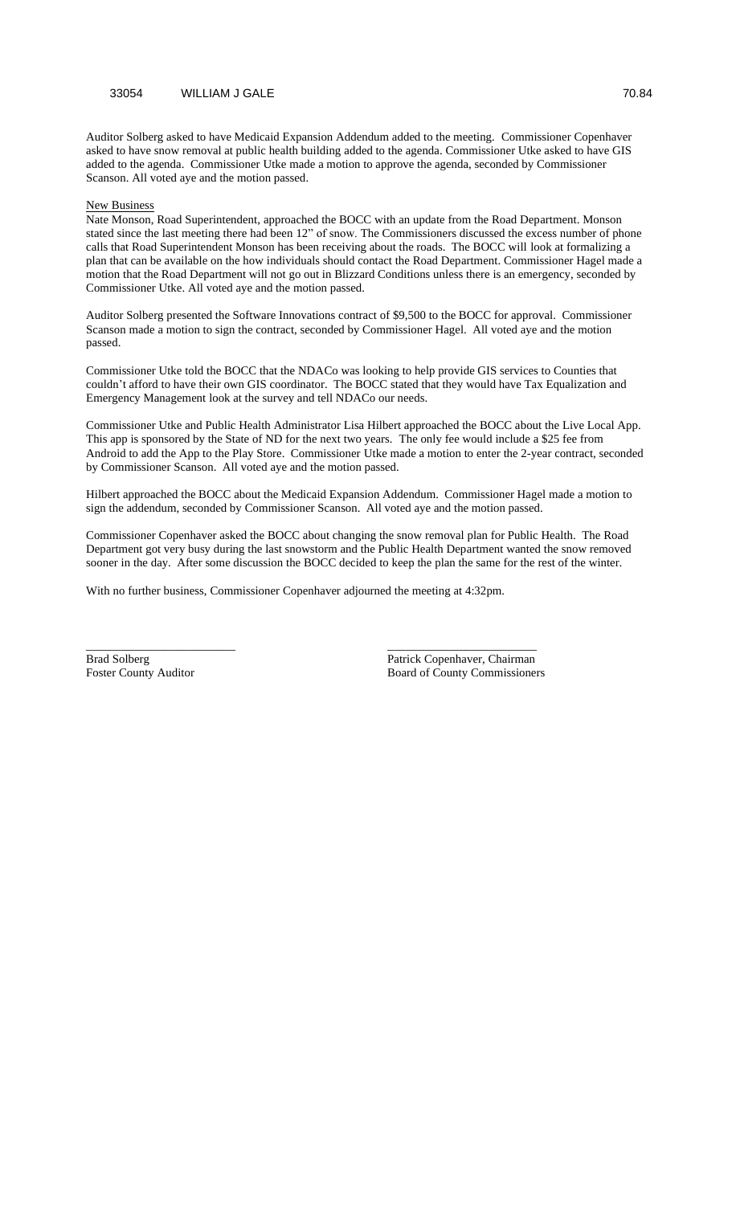| | | |
|---|---|---|
| 33054 | WILLIAM J GALE | 70.84 |

Auditor Solberg asked to have Medicaid Expansion Addendum added to the meeting. Commissioner Copenhaver asked to have snow removal at public health building added to the agenda. Commissioner Utke asked to have GIS added to the agenda. Commissioner Utke made a motion to approve the agenda, seconded by Commissioner Scanson. All voted aye and the motion passed.

New Business

Nate Monson, Road Superintendent, approached the BOCC with an update from the Road Department. Monson stated since the last meeting there had been 12" of snow. The Commissioners discussed the excess number of phone calls that Road Superintendent Monson has been receiving about the roads. The BOCC will look at formalizing a plan that can be available on the how individuals should contact the Road Department. Commissioner Hagel made a motion that the Road Department will not go out in Blizzard Conditions unless there is an emergency, seconded by Commissioner Utke. All voted aye and the motion passed.

Auditor Solberg presented the Software Innovations contract of $9,500 to the BOCC for approval. Commissioner Scanson made a motion to sign the contract, seconded by Commissioner Hagel. All voted aye and the motion passed.

Commissioner Utke told the BOCC that the NDACo was looking to help provide GIS services to Counties that couldn't afford to have their own GIS coordinator. The BOCC stated that they would have Tax Equalization and Emergency Management look at the survey and tell NDACo our needs.

Commissioner Utke and Public Health Administrator Lisa Hilbert approached the BOCC about the Live Local App. This app is sponsored by the State of ND for the next two years. The only fee would include a $25 fee from Android to add the App to the Play Store. Commissioner Utke made a motion to enter the 2-year contract, seconded by Commissioner Scanson. All voted aye and the motion passed.

Hilbert approached the BOCC about the Medicaid Expansion Addendum. Commissioner Hagel made a motion to sign the addendum, seconded by Commissioner Scanson. All voted aye and the motion passed.

Commissioner Copenhaver asked the BOCC about changing the snow removal plan for Public Health. The Road Department got very busy during the last snowstorm and the Public Health Department wanted the snow removed sooner in the day. After some discussion the BOCC decided to keep the plan the same for the rest of the winter.

With no further business, Commissioner Copenhaver adjourned the meeting at 4:32pm.

_______________________

Brad Solberg
Foster County Auditor

_______________________

Patrick Copenhaver, Chairman
Board of County Commissioners